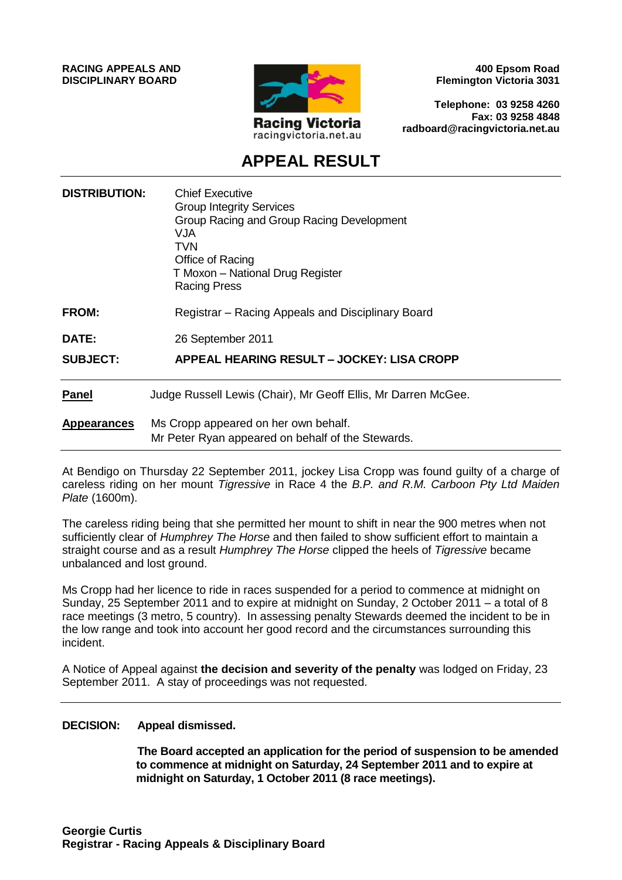**RACING APPEALS AND DISCIPLINARY BOARD**

Racing Victoria
racingvictoria.net.au

**400 Epsom Road**
**Flemington Victoria 3031**

**Telephone: 03 9258 4260**
**Fax: 03 9258 4848**
**radboard@racingvictoria.net.au**

# APPEAL RESULT

**DISTRIBUTION:** Chief Executive
Group Integrity Services
Group Racing and Group Racing Development
VJA
TVN
Office of Racing
T Moxon – National Drug Register
Racing Press

**FROM:** Registrar – Racing Appeals and Disciplinary Board

**DATE:** 26 September 2011

**SUBJECT:** **APPEAL HEARING RESULT – JOCKEY: LISA CROPP**

**Panel** Judge Russell Lewis (Chair), Mr Geoff Ellis, Mr Darren McGee.

**Appearances** Ms Cropp appeared on her own behalf.
Mr Peter Ryan appeared on behalf of the Stewards.

At Bendigo on Thursday 22 September 2011, jockey Lisa Cropp was found guilty of a charge of careless riding on her mount *Tigressive* in Race 4 the *B.P. and R.M. Carboon Pty Ltd Maiden Plate* (1600m).

The careless riding being that she permitted her mount to shift in near the 900 metres when not sufficiently clear of *Humphrey The Horse* and then failed to show sufficient effort to maintain a straight course and as a result *Humphrey The Horse* clipped the heels of *Tigressive* became unbalanced and lost ground.

Ms Cropp had her licence to ride in races suspended for a period to commence at midnight on Sunday, 25 September 2011 and to expire at midnight on Sunday, 2 October 2011 – a total of 8 race meetings (3 metro, 5 country). In assessing penalty Stewards deemed the incident to be in the low range and took into account her good record and the circumstances surrounding this incident.

A Notice of Appeal against **the decision and severity of the penalty** was lodged on Friday, 23 September 2011. A stay of proceedings was not requested.

**DECISION:** **Appeal dismissed.**

**The Board accepted an application for the period of suspension to be amended to commence at midnight on Saturday, 24 September 2011 and to expire at midnight on Saturday, 1 October 2011 (8 race meetings).**

**Georgie Curtis**
**Registrar - Racing Appeals & Disciplinary Board**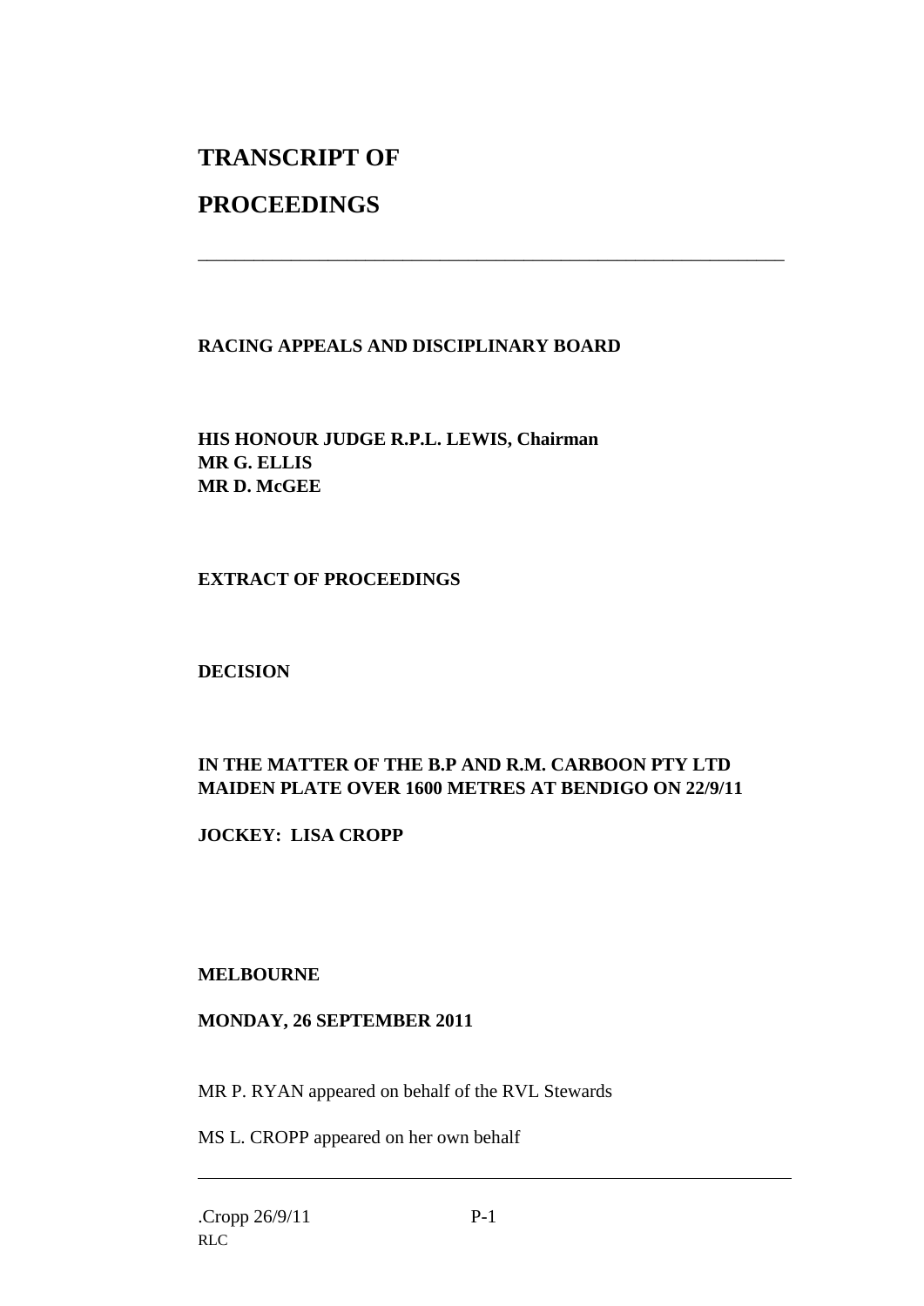# TRANSCRIPT OF

# PROCEEDINGS

---

**RACING APPEALS AND DISCIPLINARY BOARD**

**HIS HONOUR JUDGE R.P.L. LEWIS, Chairman**
**MR G. ELLIS**
**MR D. McGEE**

**EXTRACT OF PROCEEDINGS**

**DECISION**

**IN THE MATTER OF THE B.P AND R.M. CARBOON PTY LTD MAIDEN PLATE OVER 1600 METRES AT BENDIGO ON 22/9/11**

**JOCKEY: LISA CROPP**

**MELBOURNE**

**MONDAY, 26 SEPTEMBER 2011**

MR P. RYAN appeared on behalf of the RVL Stewards

MS L. CROPP appeared on her own behalf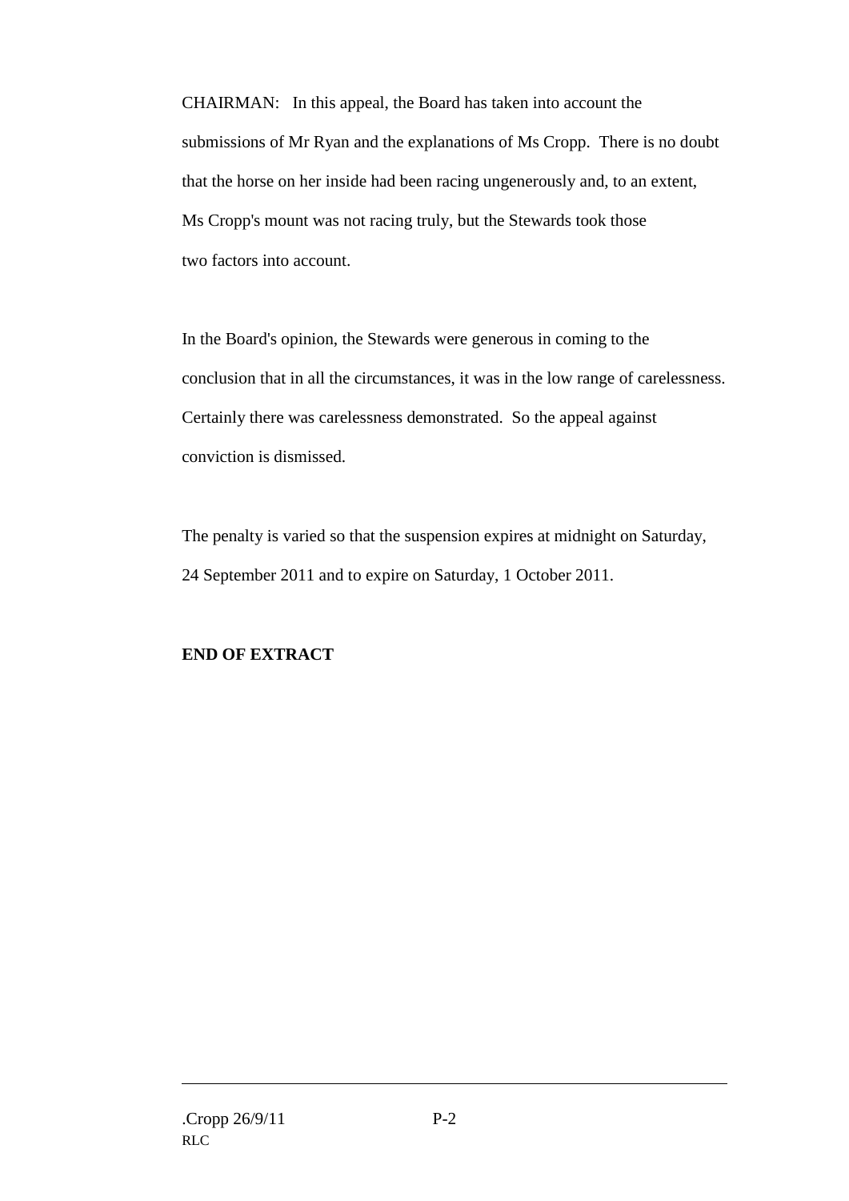CHAIRMAN: In this appeal, the Board has taken into account the submissions of Mr Ryan and the explanations of Ms Cropp. There is no doubt that the horse on her inside had been racing ungenerously and, to an extent, Ms Cropp's mount was not racing truly, but the Stewards took those two factors into account.

In the Board's opinion, the Stewards were generous in coming to the conclusion that in all the circumstances, it was in the low range of carelessness. Certainly there was carelessness demonstrated. So the appeal against conviction is dismissed.

The penalty is varied so that the suspension expires at midnight on Saturday, 24 September 2011 and to expire on Saturday, 1 October 2011.

**END OF EXTRACT**